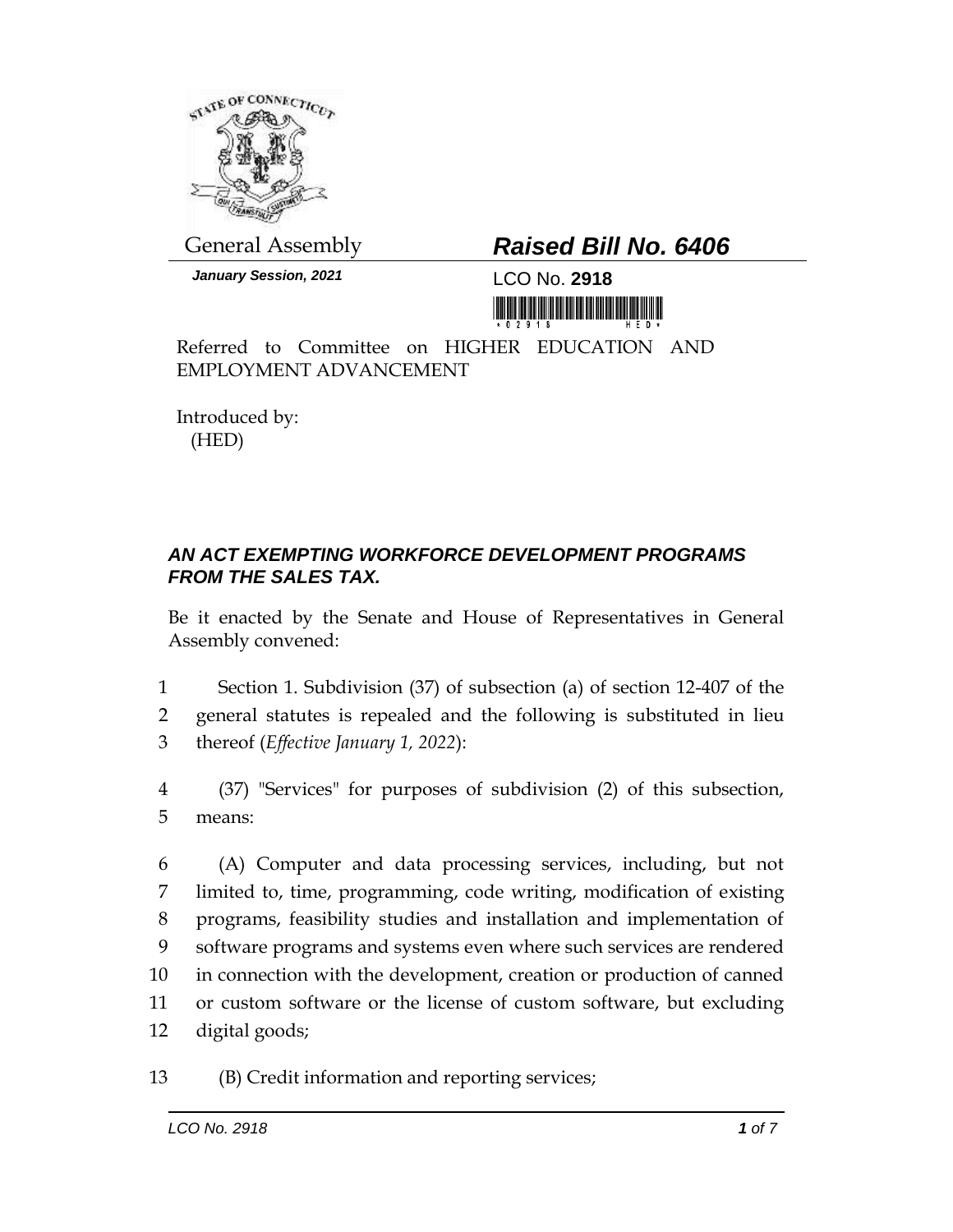General Assembly

# *Raised Bill No. 6406*

***January Session, 2021***

LCO No. **2918**

Referred to Committee on HIGHER EDUCATION AND EMPLOYMENT ADVANCEMENT

Introduced by:
(HED)

## *AN ACT EXEMPTING WORKFORCE DEVELOPMENT PROGRAMS FROM THE SALES TAX.*

Be it enacted by the Senate and House of Representatives in General Assembly convened:

1 Section 1. Subdivision (37) of subsection (a) of section 12-407 of the
2 general statutes is repealed and the following is substituted in lieu
3 thereof (*Effective January 1, 2022*):

4 (37) "Services" for purposes of subdivision (2) of this subsection,
5 means:

6 (A) Computer and data processing services, including, but not
7 limited to, time, programming, code writing, modification of existing
8 programs, feasibility studies and installation and implementation of
9 software programs and systems even where such services are rendered
10 in connection with the development, creation or production of canned
11 or custom software or the license of custom software, but excluding
12 digital goods;

13 (B) Credit information and reporting services;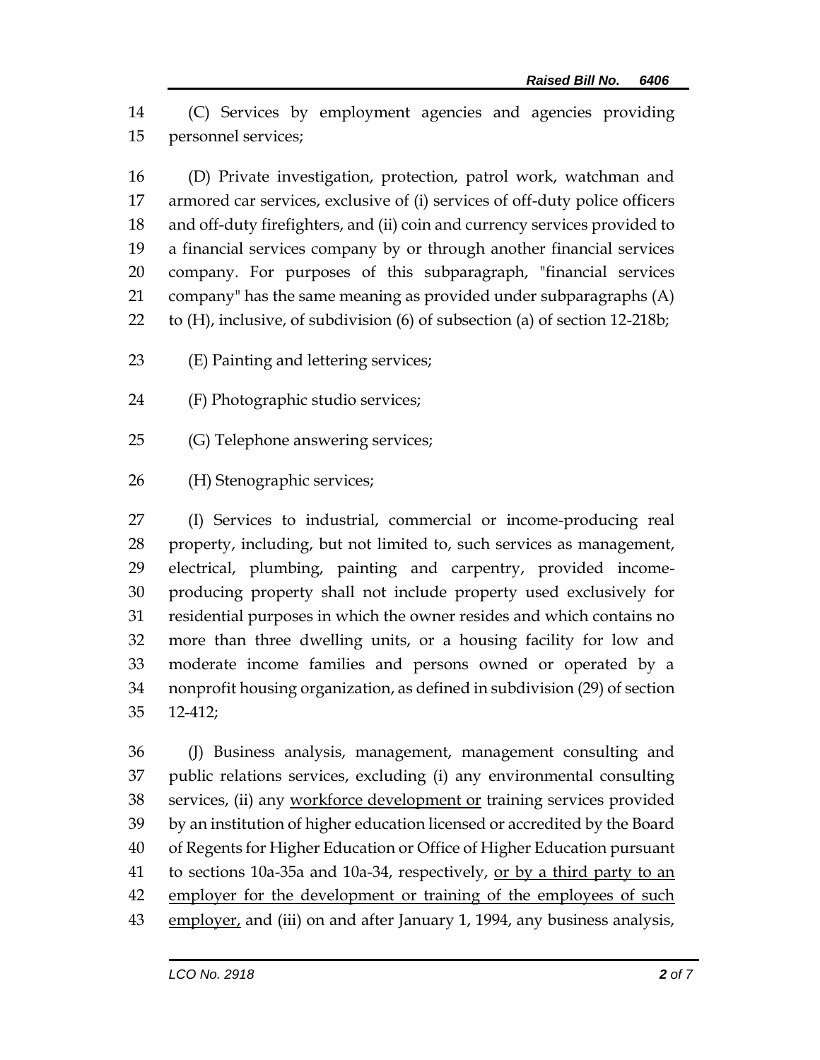(C) Services by employment agencies and agencies providing personnel services;

(D) Private investigation, protection, patrol work, watchman and armored car services, exclusive of (i) services of off-duty police officers and off-duty firefighters, and (ii) coin and currency services provided to a financial services company by or through another financial services company. For purposes of this subparagraph, "financial services company" has the same meaning as provided under subparagraphs (A) to (H), inclusive, of subdivision (6) of subsection (a) of section 12-218b;

(E) Painting and lettering services;

(F) Photographic studio services;

(G) Telephone answering services;

(H) Stenographic services;

(I) Services to industrial, commercial or income-producing real property, including, but not limited to, such services as management, electrical, plumbing, painting and carpentry, provided income-producing property shall not include property used exclusively for residential purposes in which the owner resides and which contains no more than three dwelling units, or a housing facility for low and moderate income families and persons owned or operated by a nonprofit housing organization, as defined in subdivision (29) of section 12-412;

(J) Business analysis, management, management consulting and public relations services, excluding (i) any environmental consulting services, (ii) any workforce development or training services provided by an institution of higher education licensed or accredited by the Board of Regents for Higher Education or Office of Higher Education pursuant to sections 10a-35a and 10a-34, respectively, or by a third party to an employer for the development or training of the employees of such employer, and (iii) on and after January 1, 1994, any business analysis,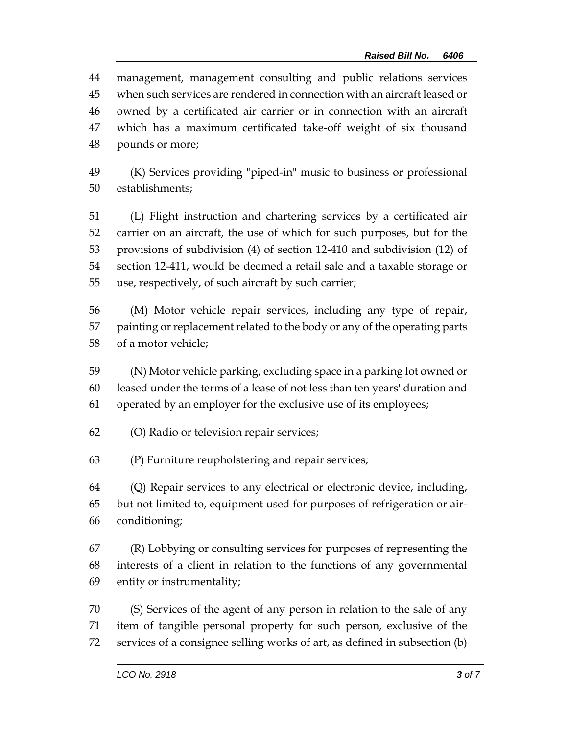management, management consulting and public relations services when such services are rendered in connection with an aircraft leased or owned by a certificated air carrier or in connection with an aircraft which has a maximum certificated take-off weight of six thousand pounds or more;

(K) Services providing "piped-in" music to business or professional establishments;

(L) Flight instruction and chartering services by a certificated air carrier on an aircraft, the use of which for such purposes, but for the provisions of subdivision (4) of section 12-410 and subdivision (12) of section 12-411, would be deemed a retail sale and a taxable storage or use, respectively, of such aircraft by such carrier;

(M) Motor vehicle repair services, including any type of repair, painting or replacement related to the body or any of the operating parts of a motor vehicle;

(N) Motor vehicle parking, excluding space in a parking lot owned or leased under the terms of a lease of not less than ten years' duration and operated by an employer for the exclusive use of its employees;

(O) Radio or television repair services;

(P) Furniture reupholstering and repair services;

(Q) Repair services to any electrical or electronic device, including, but not limited to, equipment used for purposes of refrigeration or air-conditioning;

(R) Lobbying or consulting services for purposes of representing the interests of a client in relation to the functions of any governmental entity or instrumentality;

(S) Services of the agent of any person in relation to the sale of any item of tangible personal property for such person, exclusive of the services of a consignee selling works of art, as defined in subsection (b)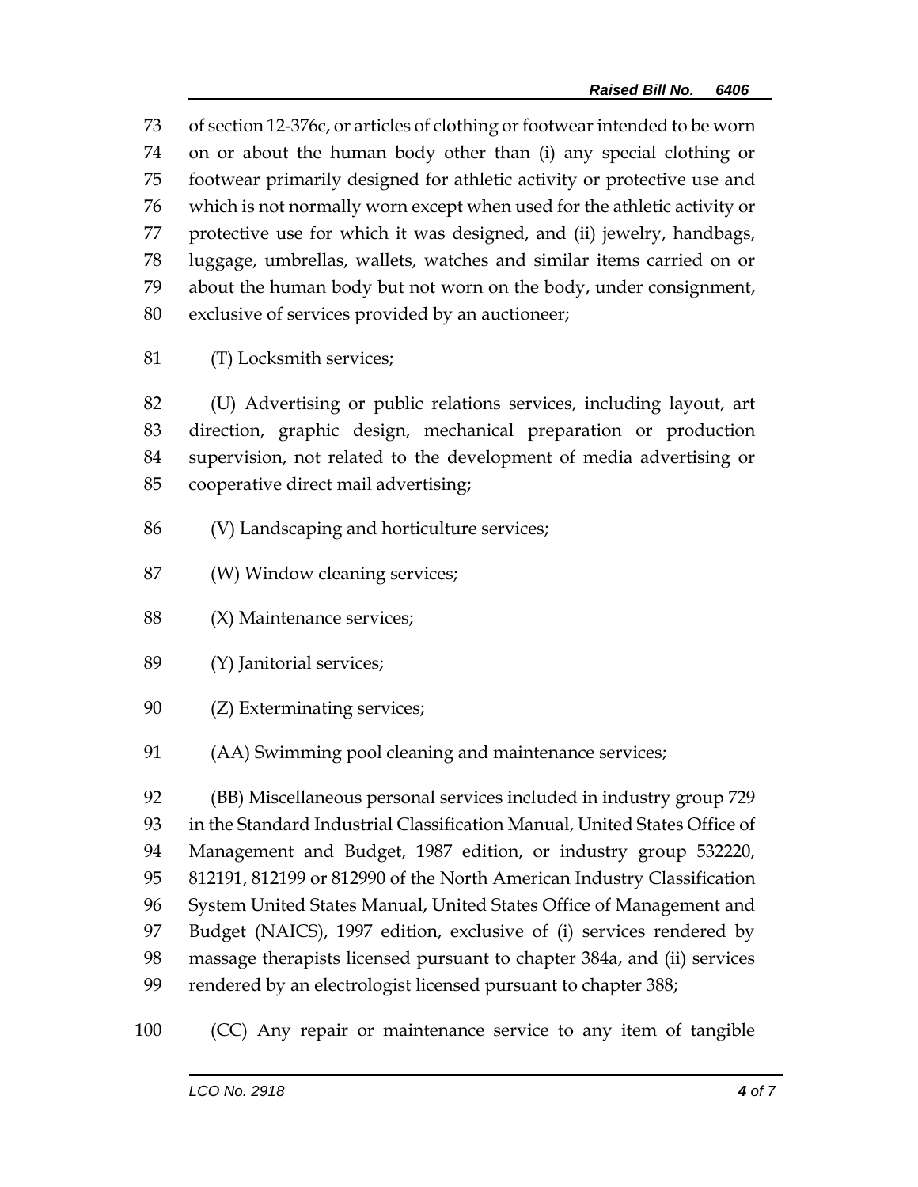of section 12-376c, or articles of clothing or footwear intended to be worn on or about the human body other than (i) any special clothing or footwear primarily designed for athletic activity or protective use and which is not normally worn except when used for the athletic activity or protective use for which it was designed, and (ii) jewelry, handbags, luggage, umbrellas, wallets, watches and similar items carried on or about the human body but not worn on the body, under consignment, exclusive of services provided by an auctioneer;

(T) Locksmith services;

(U) Advertising or public relations services, including layout, art direction, graphic design, mechanical preparation or production supervision, not related to the development of media advertising or cooperative direct mail advertising;

(V) Landscaping and horticulture services;

(W) Window cleaning services;

(X) Maintenance services;

(Y) Janitorial services;

(Z) Exterminating services;

(AA) Swimming pool cleaning and maintenance services;

(BB) Miscellaneous personal services included in industry group 729 in the Standard Industrial Classification Manual, United States Office of Management and Budget, 1987 edition, or industry group 532220, 812191, 812199 or 812990 of the North American Industry Classification System United States Manual, United States Office of Management and Budget (NAICS), 1997 edition, exclusive of (i) services rendered by massage therapists licensed pursuant to chapter 384a, and (ii) services rendered by an electrologist licensed pursuant to chapter 388;

(CC) Any repair or maintenance service to any item of tangible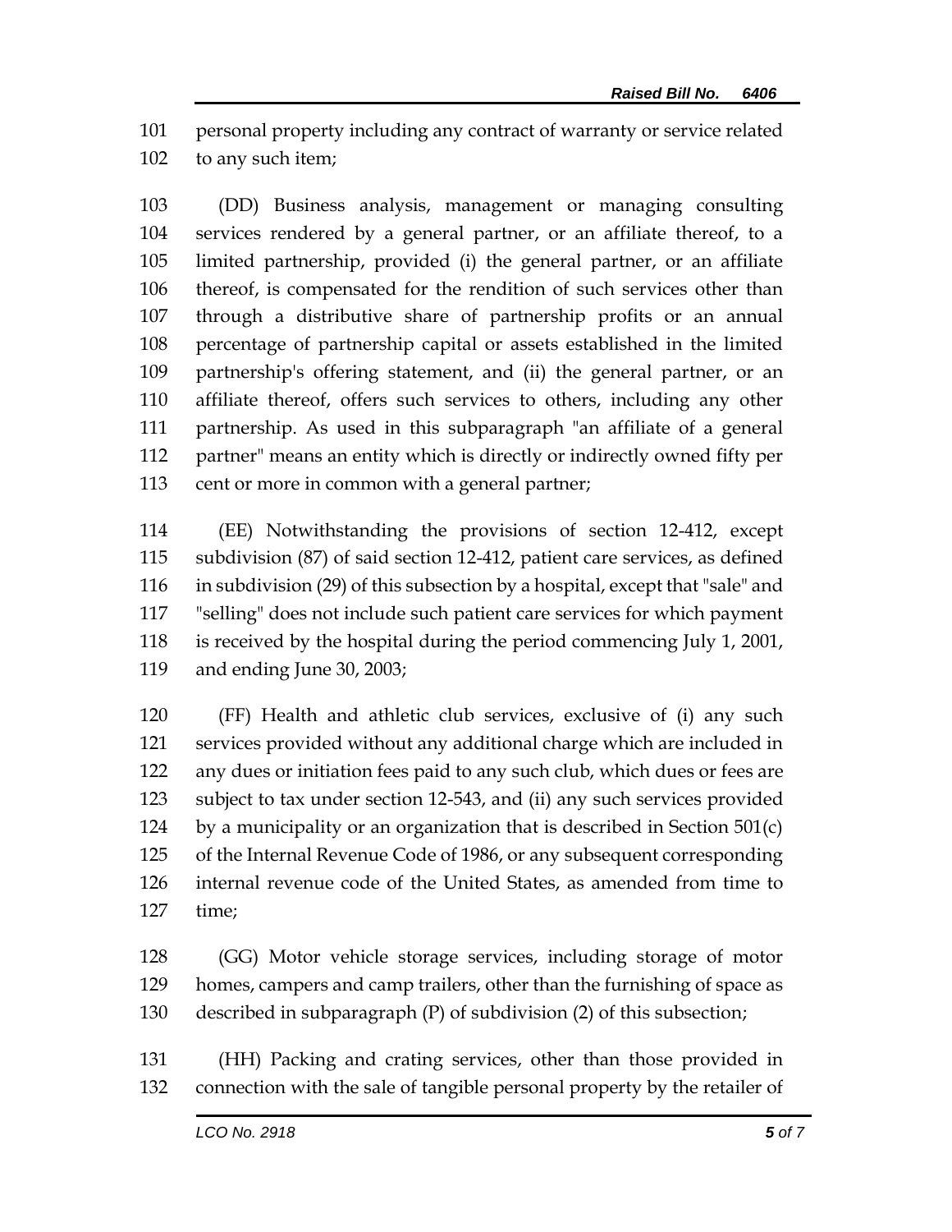personal property including any contract of warranty or service related to any such item;

(DD) Business analysis, management or managing consulting services rendered by a general partner, or an affiliate thereof, to a limited partnership, provided (i) the general partner, or an affiliate thereof, is compensated for the rendition of such services other than through a distributive share of partnership profits or an annual percentage of partnership capital or assets established in the limited partnership's offering statement, and (ii) the general partner, or an affiliate thereof, offers such services to others, including any other partnership. As used in this subparagraph "an affiliate of a general partner" means an entity which is directly or indirectly owned fifty per cent or more in common with a general partner;

(EE) Notwithstanding the provisions of section 12-412, except subdivision (87) of said section 12-412, patient care services, as defined in subdivision (29) of this subsection by a hospital, except that "sale" and "selling" does not include such patient care services for which payment is received by the hospital during the period commencing July 1, 2001, and ending June 30, 2003;

(FF) Health and athletic club services, exclusive of (i) any such services provided without any additional charge which are included in any dues or initiation fees paid to any such club, which dues or fees are subject to tax under section 12-543, and (ii) any such services provided by a municipality or an organization that is described in Section 501(c) of the Internal Revenue Code of 1986, or any subsequent corresponding internal revenue code of the United States, as amended from time to time;

(GG) Motor vehicle storage services, including storage of motor homes, campers and camp trailers, other than the furnishing of space as described in subparagraph (P) of subdivision (2) of this subsection;

(HH) Packing and crating services, other than those provided in connection with the sale of tangible personal property by the retailer of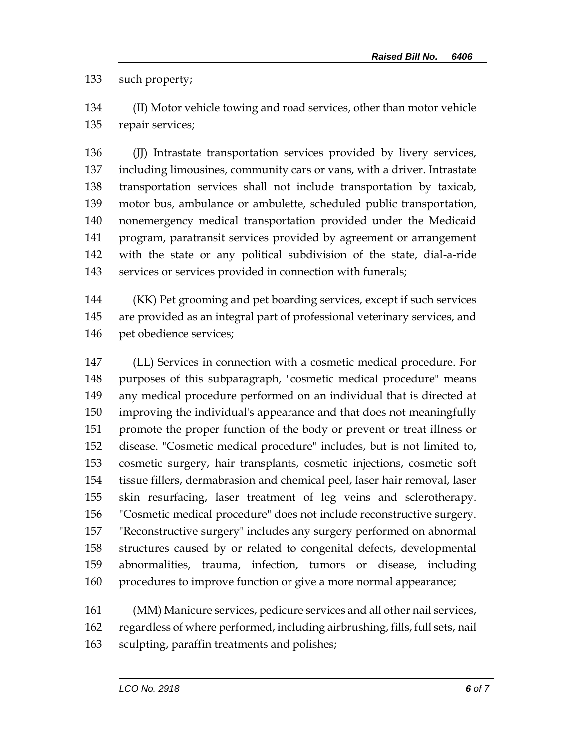such property;

(II) Motor vehicle towing and road services, other than motor vehicle repair services;

(JJ) Intrastate transportation services provided by livery services, including limousines, community cars or vans, with a driver. Intrastate transportation services shall not include transportation by taxicab, motor bus, ambulance or ambulette, scheduled public transportation, nonemergency medical transportation provided under the Medicaid program, paratransit services provided by agreement or arrangement with the state or any political subdivision of the state, dial-a-ride services or services provided in connection with funerals;

(KK) Pet grooming and pet boarding services, except if such services are provided as an integral part of professional veterinary services, and pet obedience services;

(LL) Services in connection with a cosmetic medical procedure. For purposes of this subparagraph, "cosmetic medical procedure" means any medical procedure performed on an individual that is directed at improving the individual's appearance and that does not meaningfully promote the proper function of the body or prevent or treat illness or disease. "Cosmetic medical procedure" includes, but is not limited to, cosmetic surgery, hair transplants, cosmetic injections, cosmetic soft tissue fillers, dermabrasion and chemical peel, laser hair removal, laser skin resurfacing, laser treatment of leg veins and sclerotherapy. "Cosmetic medical procedure" does not include reconstructive surgery. "Reconstructive surgery" includes any surgery performed on abnormal structures caused by or related to congenital defects, developmental abnormalities, trauma, infection, tumors or disease, including procedures to improve function or give a more normal appearance;

(MM) Manicure services, pedicure services and all other nail services, regardless of where performed, including airbrushing, fills, full sets, nail sculpting, paraffin treatments and polishes;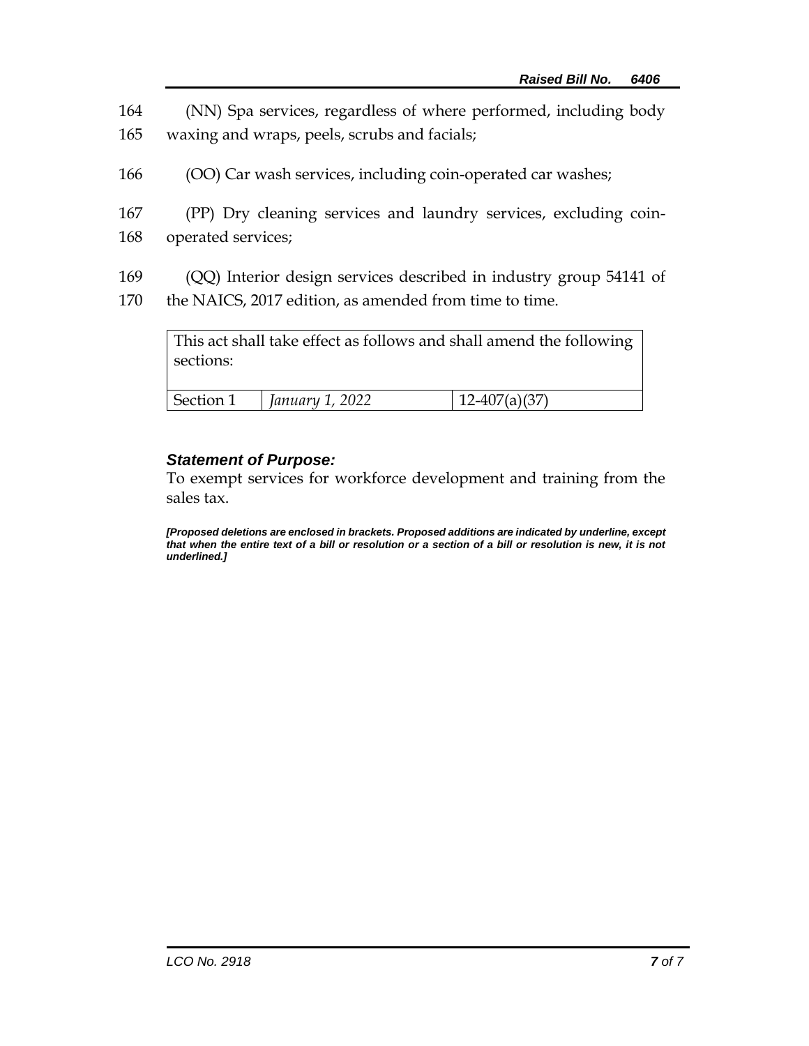164 (NN) Spa services, regardless of where performed, including body
165 waxing and wraps, peels, scrubs and facials;

166 (OO) Car wash services, including coin-operated car washes;

167 (PP) Dry cleaning services and laundry services, excluding coin-
168 operated services;

169 (QQ) Interior design services described in industry group 54141 of
170 the NAICS, 2017 edition, as amended from time to time.

| This act shall take effect as follows and shall amend the following sections: | | |
|---|---|---|
| Section 1 | *January 1, 2022* | 12-407(a)(37) |

### *Statement of Purpose:*

To exempt services for workforce development and training from the sales tax.

***[Proposed deletions are enclosed in brackets. Proposed additions are indicated by underline, except that when the entire text of a bill or resolution or a section of a bill or resolution is new, it is not underlined.]***